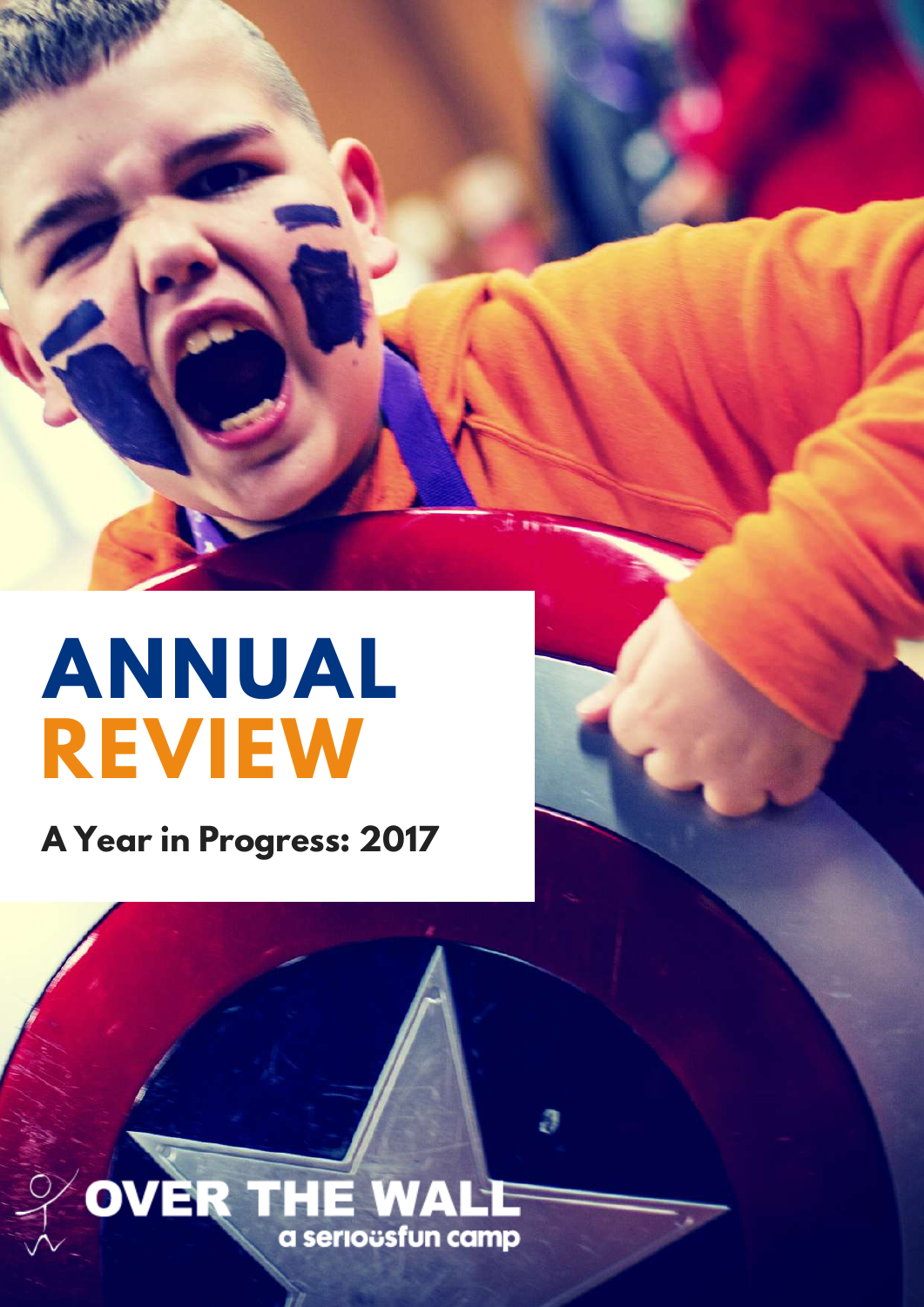# ANNUAL REVIEW

## A Year in Progress: 2017

OVER THE WALL
a serioüsfun camp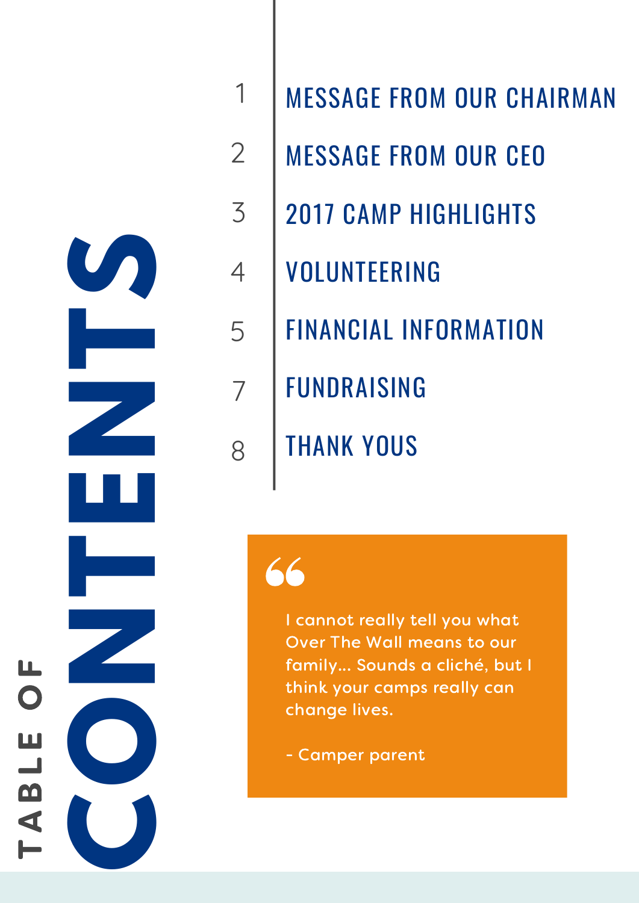# TABLE OF CONTENTS

1 MESSAGE FROM OUR CHAIRMAN

2 MESSAGE FROM OUR CEO

3 2017 CAMP HIGHLIGHTS

4 VOLUNTEERING

5 FINANCIAL INFORMATION

7 FUNDRAISING

8 THANK YOUS

> I cannot really tell you what Over The Wall means to our family... Sounds a cliché, but I think your camps really can change lives.
>
> - Camper parent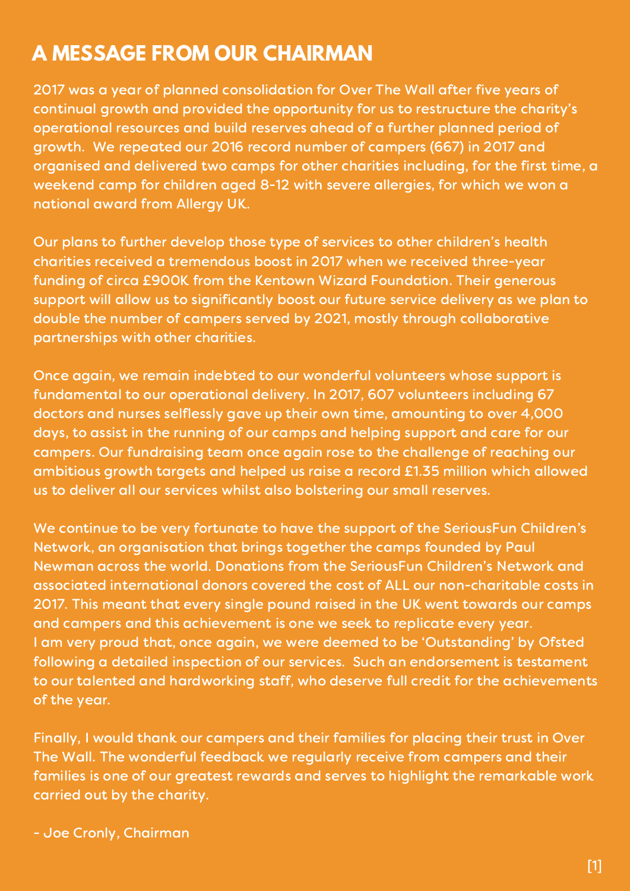# A MESSAGE FROM OUR CHAIRMAN

2017 was a year of planned consolidation for Over The Wall after five years of continual growth and provided the opportunity for us to restructure the charity's operational resources and build reserves ahead of a further planned period of growth. We repeated our 2016 record number of campers (667) in 2017 and organised and delivered two camps for other charities including, for the first time, a weekend camp for children aged 8-12 with severe allergies, for which we won a national award from Allergy UK.

Our plans to further develop those type of services to other children's health charities received a tremendous boost in 2017 when we received three-year funding of circa £900K from the Kentown Wizard Foundation. Their generous support will allow us to significantly boost our future service delivery as we plan to double the number of campers served by 2021, mostly through collaborative partnerships with other charities.

Once again, we remain indebted to our wonderful volunteers whose support is fundamental to our operational delivery. In 2017, 607 volunteers including 67 doctors and nurses selflessly gave up their own time, amounting to over 4,000 days, to assist in the running of our camps and helping support and care for our campers. Our fundraising team once again rose to the challenge of reaching our ambitious growth targets and helped us raise a record £1.35 million which allowed us to deliver all our services whilst also bolstering our small reserves.

We continue to be very fortunate to have the support of the SeriousFun Children's Network, an organisation that brings together the camps founded by Paul Newman across the world. Donations from the SeriousFun Children's Network and associated international donors covered the cost of ALL our non-charitable costs in 2017. This meant that every single pound raised in the UK went towards our camps and campers and this achievement is one we seek to replicate every year.
I am very proud that, once again, we were deemed to be 'Outstanding' by Ofsted following a detailed inspection of our services. Such an endorsement is testament to our talented and hardworking staff, who deserve full credit for the achievements of the year.

Finally, I would thank our campers and their families for placing their trust in Over The Wall. The wonderful feedback we regularly receive from campers and their families is one of our greatest rewards and serves to highlight the remarkable work carried out by the charity.

- Joe Cronly, Chairman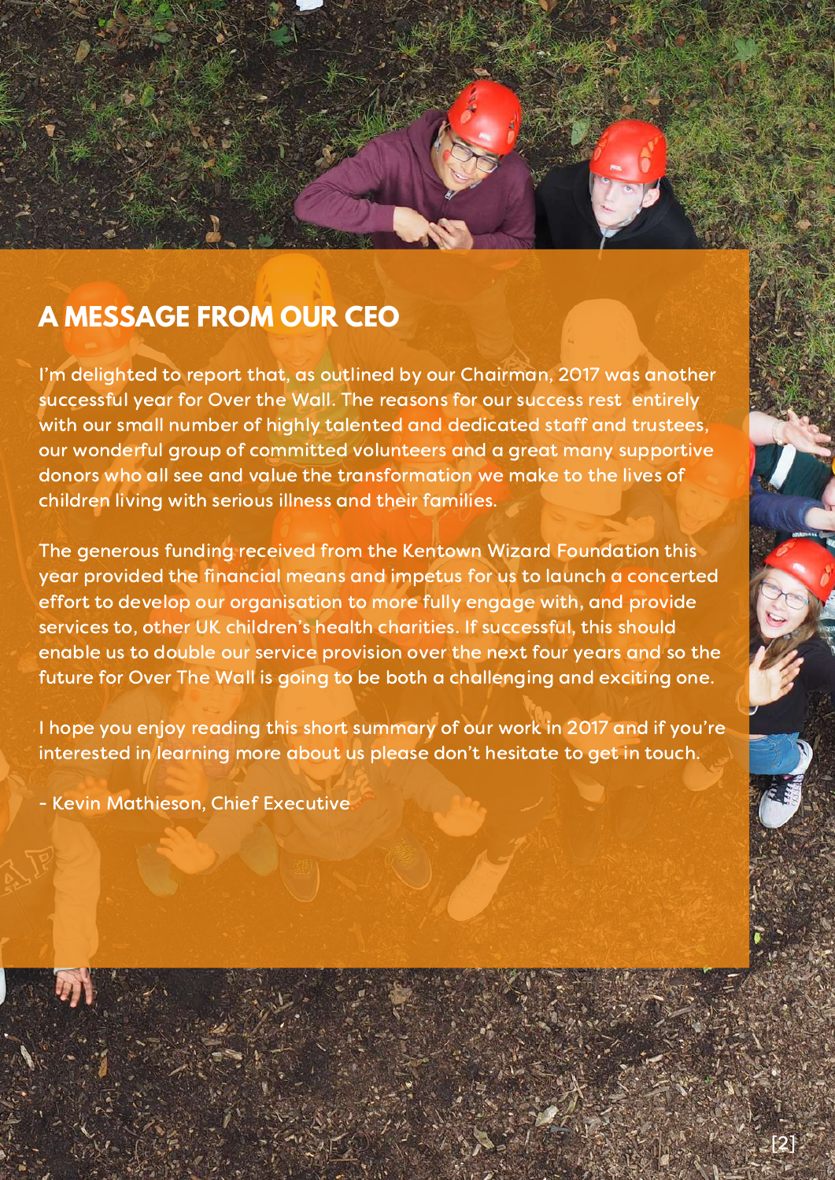## A MESSAGE FROM OUR CEO

I'm delighted to report that, as outlined by our Chairman, 2017 was another successful year for Over the Wall. The reasons for our success rest entirely with our small number of highly talented and dedicated staff and trustees, our wonderful group of committed volunteers and a great many supportive donors who all see and value the transformation we make to the lives of children living with serious illness and their families.

The generous funding received from the Kentown Wizard Foundation this year provided the financial means and impetus for us to launch a concerted effort to develop our organisation to more fully engage with, and provide services to, other UK children's health charities. If successful, this should enable us to double our service provision over the next four years and so the future for Over The Wall is going to be both a challenging and exciting one.

I hope you enjoy reading this short summary of our work in 2017 and if you're interested in learning more about us please don't hesitate to get in touch.

- Kevin Mathieson, Chief Executive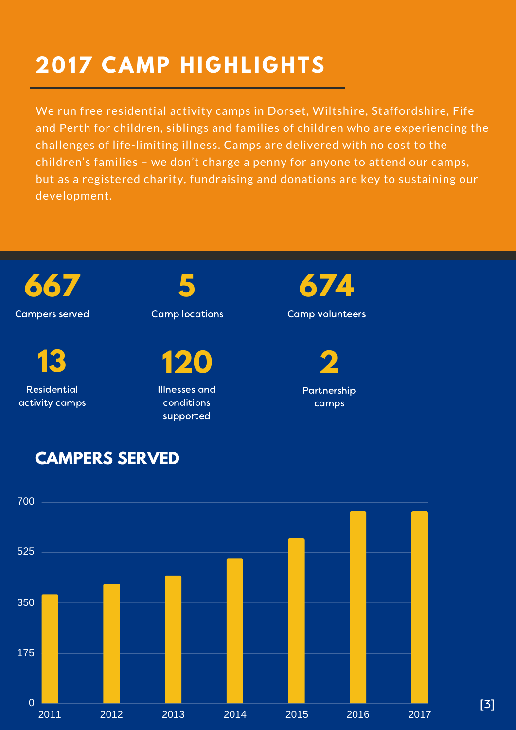# 2017 CAMP HIGHLIGHTS

We run free residential activity camps in Dorset, Wiltshire, Staffordshire, Fife and Perth for children, siblings and families of children who are experiencing the challenges of life-limiting illness. Camps are delivered with no cost to the children's families – we don't charge a penny for anyone to attend our camps, but as a registered charity, fundraising and donations are key to sustaining our development.

**667**
Campers served

**5**
Camp locations

**674**
Camp volunteers

**13**
Residential activity camps

**120**
Illnesses and conditions supported

**2**
Partnership camps

## CAMPERS SERVED

700

525

350

175

0

2011 2012 2013 2014 2015 2016 2017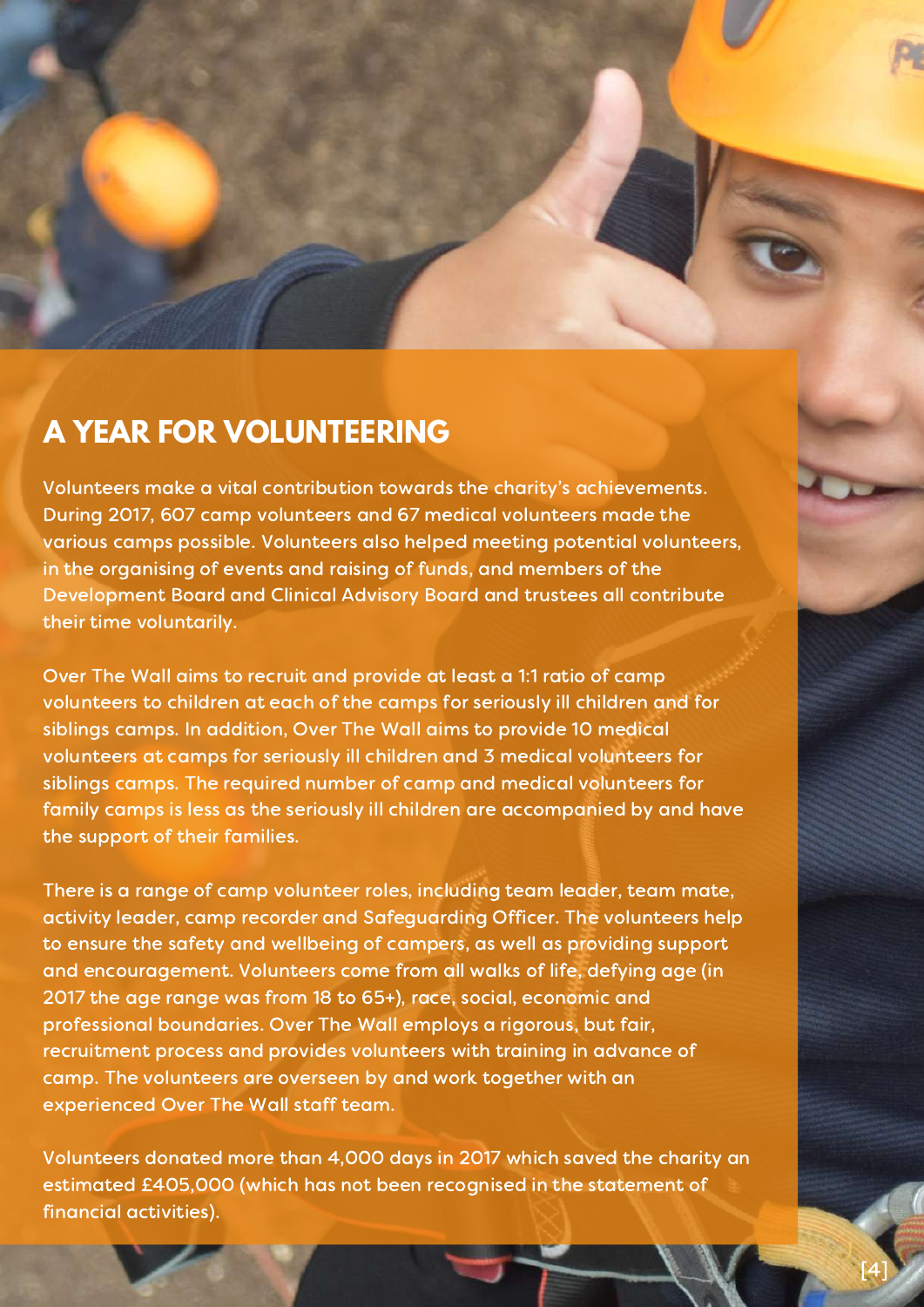# A YEAR FOR VOLUNTEERING

Volunteers make a vital contribution towards the charity's achievements. During 2017, 607 camp volunteers and 67 medical volunteers made the various camps possible. Volunteers also helped meeting potential volunteers, in the organising of events and raising of funds, and members of the Development Board and Clinical Advisory Board and trustees all contribute their time voluntarily.

Over The Wall aims to recruit and provide at least a 1:1 ratio of camp volunteers to children at each of the camps for seriously ill children and for siblings camps. In addition, Over The Wall aims to provide 10 medical volunteers at camps for seriously ill children and 3 medical volunteers for siblings camps. The required number of camp and medical volunteers for family camps is less as the seriously ill children are accompanied by and have the support of their families.

There is a range of camp volunteer roles, including team leader, team mate, activity leader, camp recorder and Safeguarding Officer. The volunteers help to ensure the safety and wellbeing of campers, as well as providing support and encouragement. Volunteers come from all walks of life, defying age (in 2017 the age range was from 18 to 65+), race, social, economic and professional boundaries. Over The Wall employs a rigorous, but fair, recruitment process and provides volunteers with training in advance of camp. The volunteers are overseen by and work together with an experienced Over The Wall staff team.

Volunteers donated more than 4,000 days in 2017 which saved the charity an estimated £405,000 (which has not been recognised in the statement of financial activities).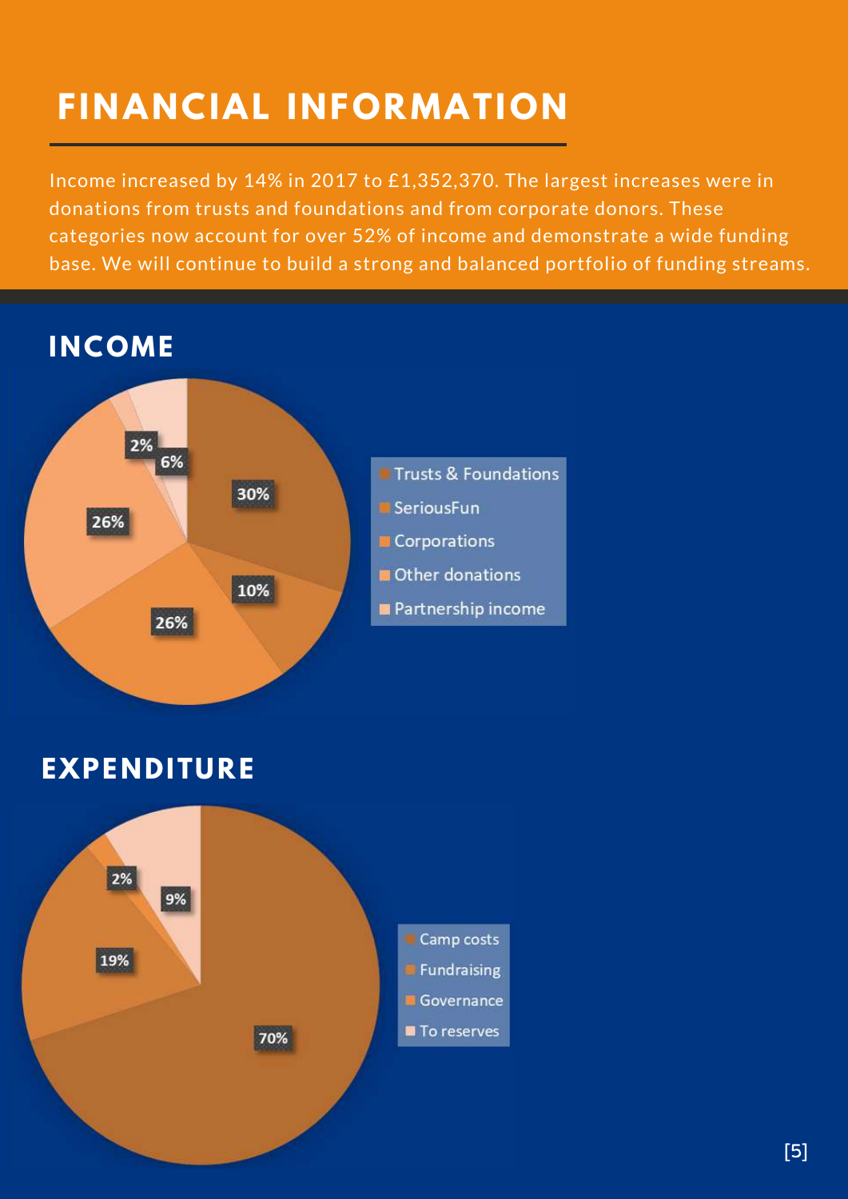# FINANCIAL INFORMATION

Income increased by 14% in 2017 to £1,352,370. The largest increases were in donations from trusts and foundations and from corporate donors. These categories now account for over 52% of income and demonstrate a wide funding base. We will continue to build a strong and balanced portfolio of funding streams.

## INCOME

| Category | Share |
|---|---|
| Trusts & Foundations | 30% |
| SeriousFun | 10% |
| Corporations | 26% |
| Other donations | 26% |
| Partnership income | 2% |
| | 6% |

## EXPENDITURE

| Category | Share |
|---|---|
| Camp costs | 70% |
| Fundraising | 19% |
| Governance | 2% |
| To reserves | 9% |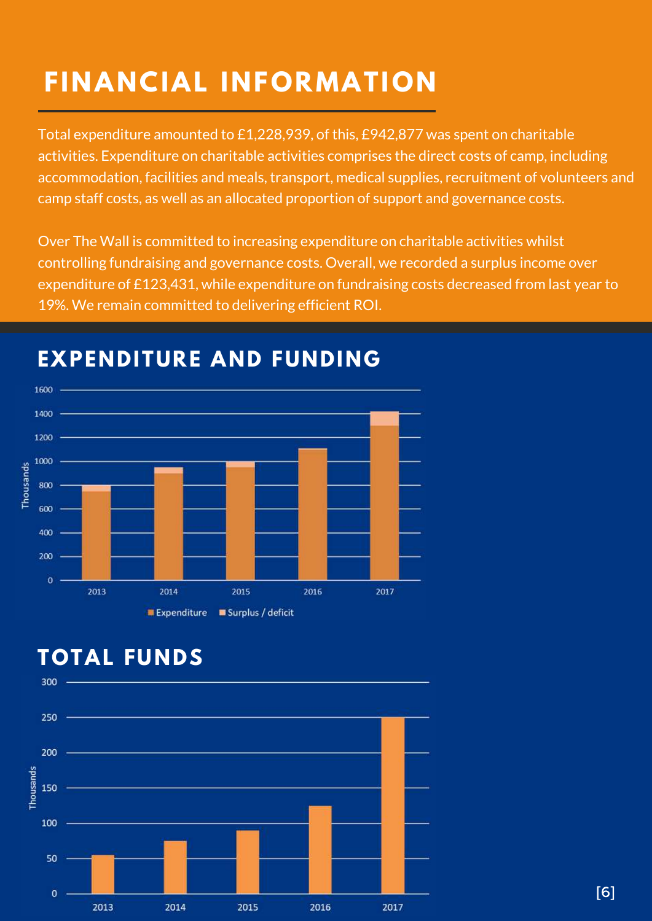# FINANCIAL INFORMATION

Total expenditure amounted to £1,228,939, of this, £942,877 was spent on charitable activities. Expenditure on charitable activities comprises the direct costs of camp, including accommodation, facilities and meals, transport, medical supplies, recruitment of volunteers and camp staff costs, as well as an allocated proportion of support and governance costs.

Over The Wall is committed to increasing expenditure on charitable activities whilst controlling fundraising and governance costs. Overall, we recorded a surplus income over expenditure of £123,431, while expenditure on fundraising costs decreased from last year to 19%. We remain committed to delivering efficient ROI.

## EXPENDITURE AND FUNDING

## TOTAL FUNDS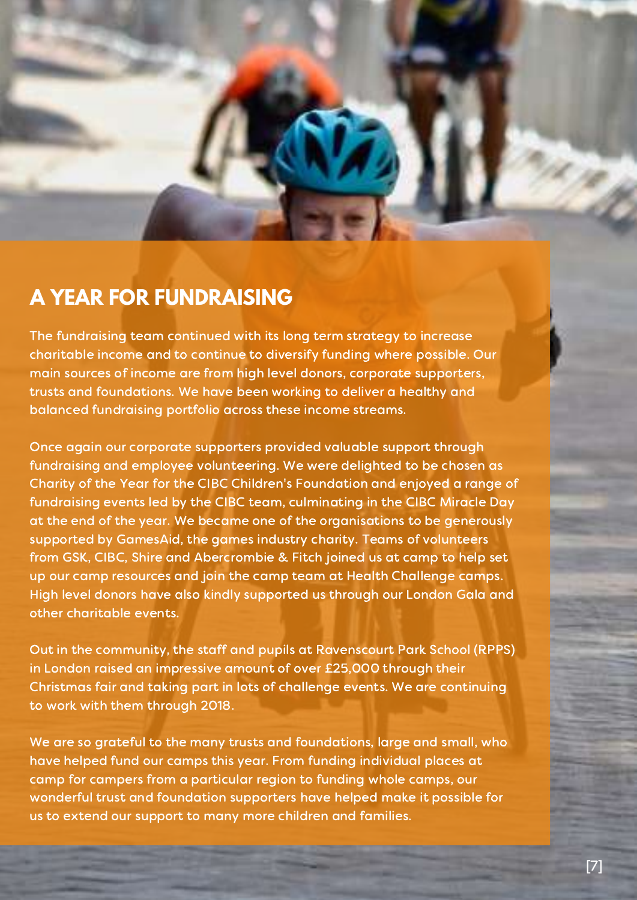# A YEAR FOR FUNDRAISING

The fundraising team continued with its long term strategy to increase charitable income and to continue to diversify funding where possible. Our main sources of income are from high level donors, corporate supporters, trusts and foundations. We have been working to deliver a healthy and balanced fundraising portfolio across these income streams.

Once again our corporate supporters provided valuable support through fundraising and employee volunteering. We were delighted to be chosen as Charity of the Year for the CIBC Children's Foundation and enjoyed a range of fundraising events led by the CIBC team, culminating in the CIBC Miracle Day at the end of the year. We became one of the organisations to be generously supported by GamesAid, the games industry charity. Teams of volunteers from GSK, CIBC, Shire and Abercrombie & Fitch joined us at camp to help set up our camp resources and join the camp team at Health Challenge camps. High level donors have also kindly supported us through our London Gala and other charitable events.

Out in the community, the staff and pupils at Ravenscourt Park School (RPPS) in London raised an impressive amount of over £25,000 through their Christmas fair and taking part in lots of challenge events. We are continuing to work with them through 2018.

We are so grateful to the many trusts and foundations, large and small, who have helped fund our camps this year. From funding individual places at camp for campers from a particular region to funding whole camps, our wonderful trust and foundation supporters have helped make it possible for us to extend our support to many more children and families.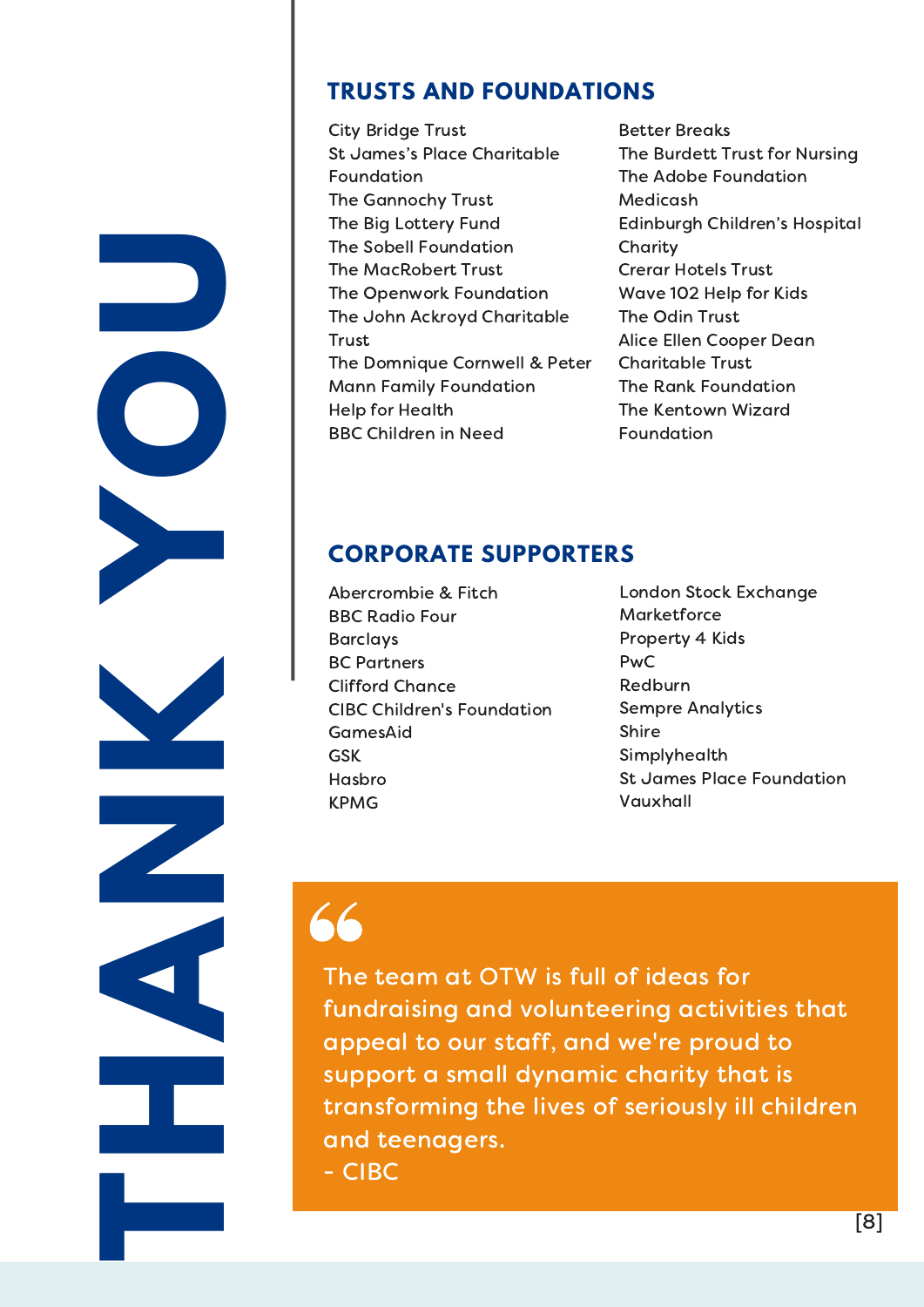# THANK YOU

## TRUSTS AND FOUNDATIONS

- City Bridge Trust
- St James's Place Charitable Foundation
- The Gannochy Trust
- The Big Lottery Fund
- The Sobell Foundation
- The MacRobert Trust
- The Openwork Foundation
- The John Ackroyd Charitable Trust
- The Domnique Cornwell & Peter Mann Family Foundation
- Help for Health
- BBC Children in Need
- Better Breaks
- The Burdett Trust for Nursing
- The Adobe Foundation
- Medicash
- Edinburgh Children's Hospital Charity
- Crerar Hotels Trust
- Wave 102 Help for Kids
- The Odin Trust
- Alice Ellen Cooper Dean Charitable Trust
- The Rank Foundation
- The Kentown Wizard Foundation

## CORPORATE SUPPORTERS

- Abercrombie & Fitch
- BBC Radio Four
- Barclays
- BC Partners
- Clifford Chance
- CIBC Children's Foundation
- GamesAid
- GSK
- Hasbro
- KPMG
- London Stock Exchange
- Marketforce
- Property 4 Kids
- PwC
- Redburn
- Sempre Analytics
- Shire
- Simplyhealth
- St James Place Foundation
- Vauxhall

> The team at OTW is full of ideas for fundraising and volunteering activities that appeal to our staff, and we're proud to support a small dynamic charity that is transforming the lives of seriously ill children and teenagers.
> - CIBC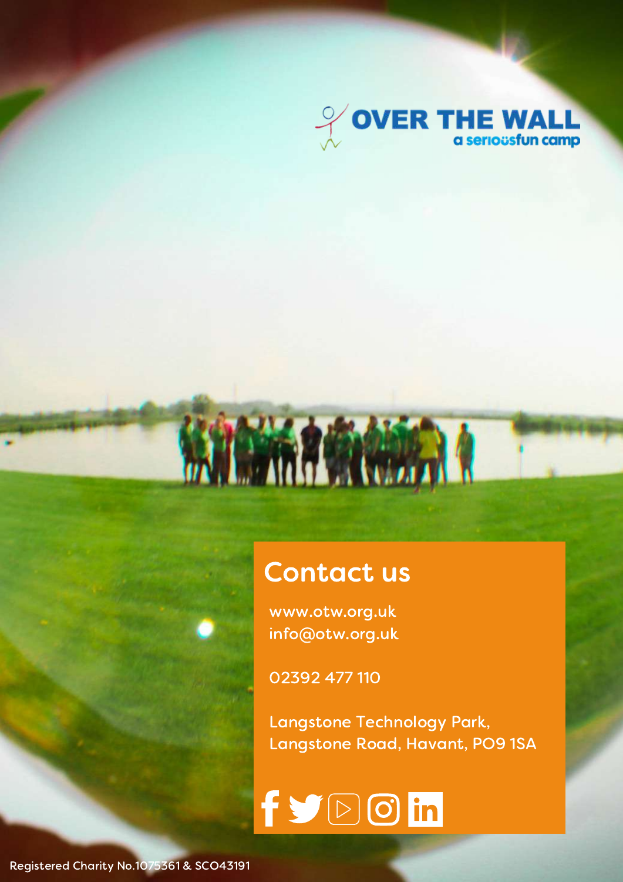OVER THE WALL

a seriousfun camp

## Contact us

www.otw.org.uk
info@otw.org.uk

02392 477 110

Langstone Technology Park,
Langstone Road, Havant, PO9 1SA

Registered Charity No.1075361 & SCO43191